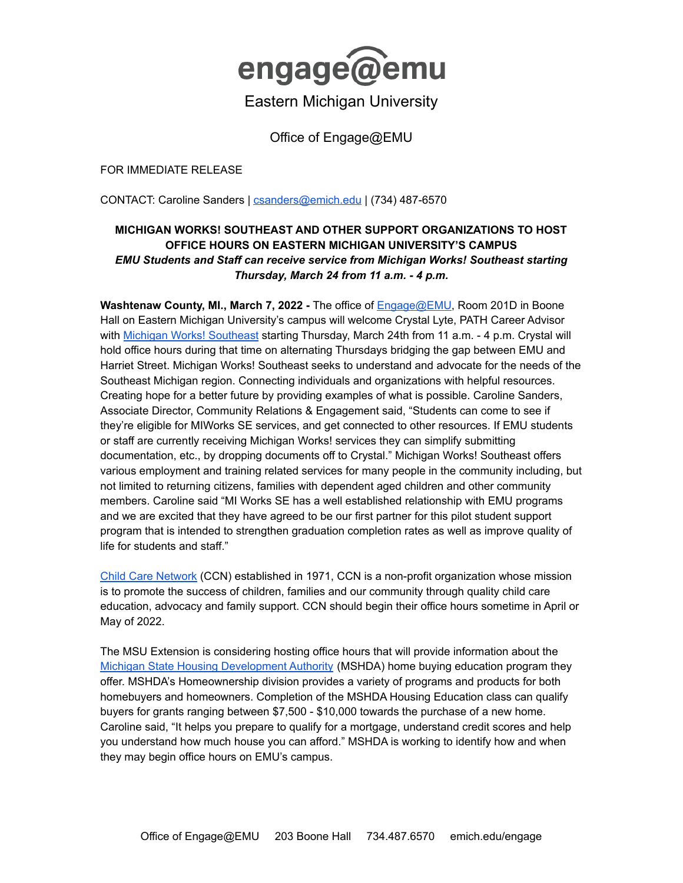# engage@emu

Eastern Michigan University

Office of Engage@EMU

FOR IMMEDIATE RELEASE

CONTACT: Caroline Sanders | csanders@emich.edu | (734) 487-6570

**MICHIGAN WORKS! SOUTHEAST AND OTHER SUPPORT ORGANIZATIONS TO HOST OFFICE HOURS ON EASTERN MICHIGAN UNIVERSITY'S CAMPUS**

***EMU Students and Staff can receive service from Michigan Works! Southeast starting Thursday, March 24 from 11 a.m. - 4 p.m.***

**Washtenaw County, MI., March 7, 2022 -** The office of Engage@EMU, Room 201D in Boone Hall on Eastern Michigan University's campus will welcome Crystal Lyte, PATH Career Advisor with Michigan Works! Southeast starting Thursday, March 24th from 11 a.m. - 4 p.m. Crystal will hold office hours during that time on alternating Thursdays bridging the gap between EMU and Harriet Street. Michigan Works! Southeast seeks to understand and advocate for the needs of the Southeast Michigan region. Connecting individuals and organizations with helpful resources. Creating hope for a better future by providing examples of what is possible. Caroline Sanders, Associate Director, Community Relations & Engagement said, "Students can come to see if they're eligible for MIWorks SE services, and get connected to other resources. If EMU students or staff are currently receiving Michigan Works! services they can simplify submitting documentation, etc., by dropping documents off to Crystal." Michigan Works! Southeast offers various employment and training related services for many people in the community including, but not limited to returning citizens, families with dependent aged children and other community members. Caroline said "MI Works SE has a well established relationship with EMU programs and we are excited that they have agreed to be our first partner for this pilot student support program that is intended to strengthen graduation completion rates as well as improve quality of life for students and staff."

Child Care Network (CCN) established in 1971, CCN is a non-profit organization whose mission is to promote the success of children, families and our community through quality child care education, advocacy and family support. CCN should begin their office hours sometime in April or May of 2022.

The MSU Extension is considering hosting office hours that will provide information about the Michigan State Housing Development Authority (MSHDA) home buying education program they offer. MSHDA's Homeownership division provides a variety of programs and products for both homebuyers and homeowners. Completion of the MSHDA Housing Education class can qualify buyers for grants ranging between $7,500 - $10,000 towards the purchase of a new home. Caroline said, "It helps you prepare to qualify for a mortgage, understand credit scores and help you understand how much house you can afford." MSHDA is working to identify how and when they may begin office hours on EMU's campus.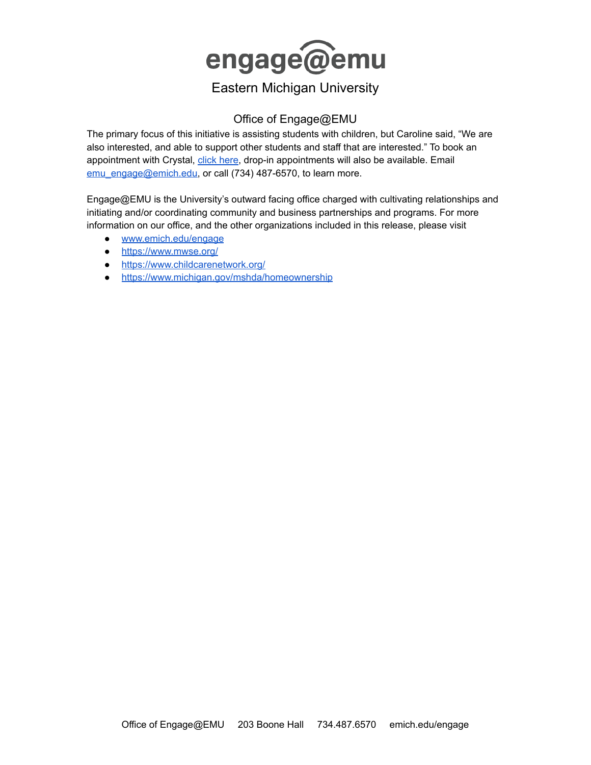# engage@emu

Eastern Michigan University

## Office of Engage@EMU

The primary focus of this initiative is assisting students with children, but Caroline said, "We are also interested, and able to support other students and staff that are interested." To book an appointment with Crystal, click here, drop-in appointments will also be available. Email emu_engage@emich.edu, or call (734) 487-6570, to learn more.

Engage@EMU is the University's outward facing office charged with cultivating relationships and initiating and/or coordinating community and business partnerships and programs. For more information on our office, and the other organizations included in this release, please visit

- www.emich.edu/engage
- https://www.mwse.org/
- https://www.childcarenetwork.org/
- https://www.michigan.gov/mshda/homeownership

Office of Engage@EMU 203 Boone Hall 734.487.6570 emich.edu/engage